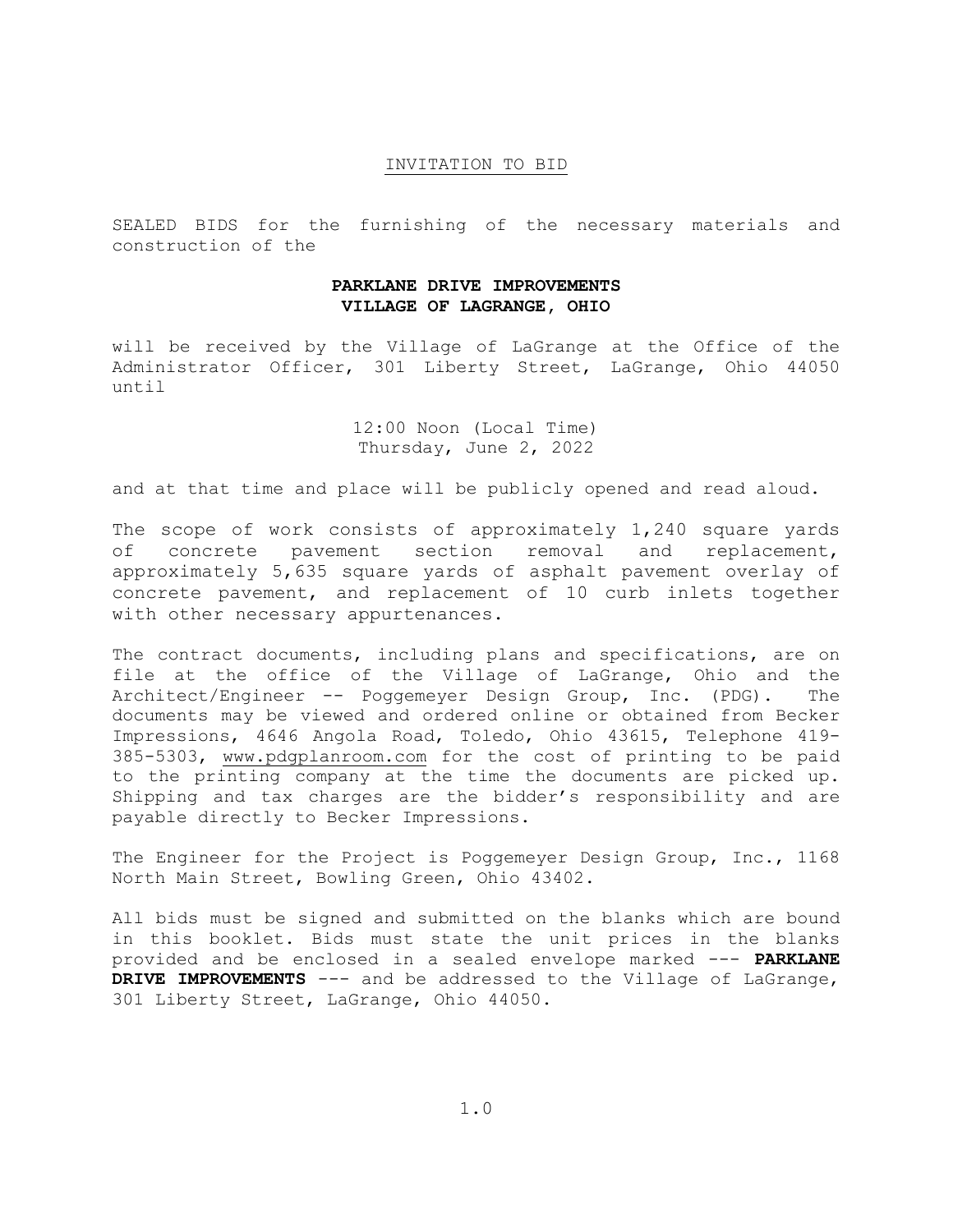## INVITATION TO BID

SEALED BIDS for the furnishing of the necessary materials and construction of the

**PARKLANE DRIVE IMPROVEMENTS**
**VILLAGE OF LAGRANGE, OHIO**

will be received by the Village of LaGrange at the Office of the Administrator Officer, 301 Liberty Street, LaGrange, Ohio 44050 until

12:00 Noon (Local Time)
Thursday, June 2, 2022

and at that time and place will be publicly opened and read aloud.

The scope of work consists of approximately 1,240 square yards of concrete pavement section removal and replacement, approximately 5,635 square yards of asphalt pavement overlay of concrete pavement, and replacement of 10 curb inlets together with other necessary appurtenances.

The contract documents, including plans and specifications, are on file at the office of the Village of LaGrange, Ohio and the Architect/Engineer -- Poggemeyer Design Group, Inc. (PDG). The documents may be viewed and ordered online or obtained from Becker Impressions, 4646 Angola Road, Toledo, Ohio 43615, Telephone 419-385-5303, www.pdgplanroom.com for the cost of printing to be paid to the printing company at the time the documents are picked up. Shipping and tax charges are the bidder's responsibility and are payable directly to Becker Impressions.

The Engineer for the Project is Poggemeyer Design Group, Inc., 1168 North Main Street, Bowling Green, Ohio 43402.

All bids must be signed and submitted on the blanks which are bound in this booklet. Bids must state the unit prices in the blanks provided and be enclosed in a sealed envelope marked --- **PARKLANE DRIVE IMPROVEMENTS** --- and be addressed to the Village of LaGrange, 301 Liberty Street, LaGrange, Ohio 44050.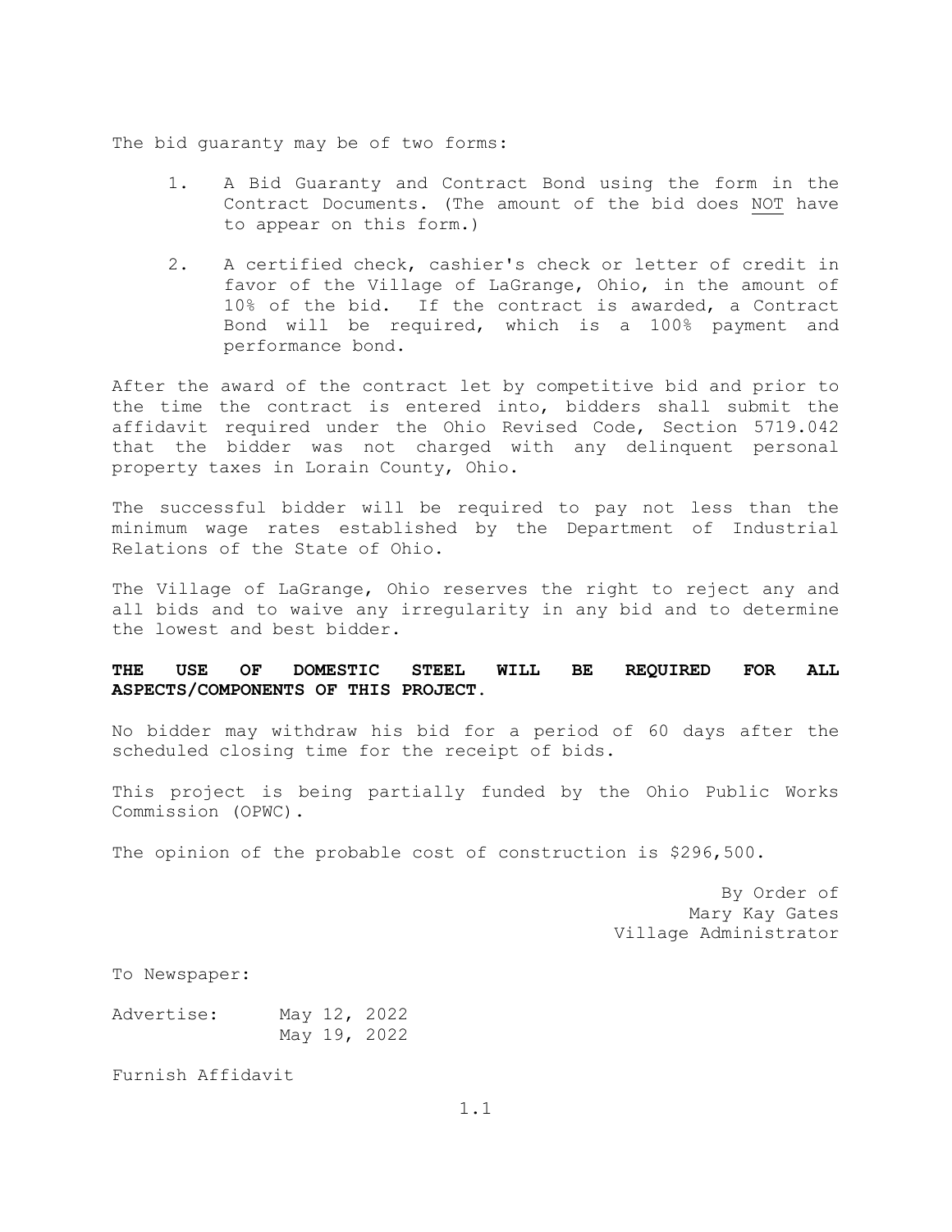The bid guaranty may be of two forms:

1. A Bid Guaranty and Contract Bond using the form in the Contract Documents. (The amount of the bid does NOT have to appear on this form.)

2. A certified check, cashier's check or letter of credit in favor of the Village of LaGrange, Ohio, in the amount of 10% of the bid. If the contract is awarded, a Contract Bond will be required, which is a 100% payment and performance bond.

After the award of the contract let by competitive bid and prior to the time the contract is entered into, bidders shall submit the affidavit required under the Ohio Revised Code, Section 5719.042 that the bidder was not charged with any delinquent personal property taxes in Lorain County, Ohio.

The successful bidder will be required to pay not less than the minimum wage rates established by the Department of Industrial Relations of the State of Ohio.

The Village of LaGrange, Ohio reserves the right to reject any and all bids and to waive any irregularity in any bid and to determine the lowest and best bidder.

**THE USE OF DOMESTIC STEEL WILL BE REQUIRED FOR ALL ASPECTS/COMPONENTS OF THIS PROJECT.**

No bidder may withdraw his bid for a period of 60 days after the scheduled closing time for the receipt of bids.

This project is being partially funded by the Ohio Public Works Commission (OPWC).

The opinion of the probable cost of construction is $296,500.

By Order of
Mary Kay Gates
Village Administrator

To Newspaper:

Advertise: May 12, 2022
May 19, 2022

Furnish Affidavit